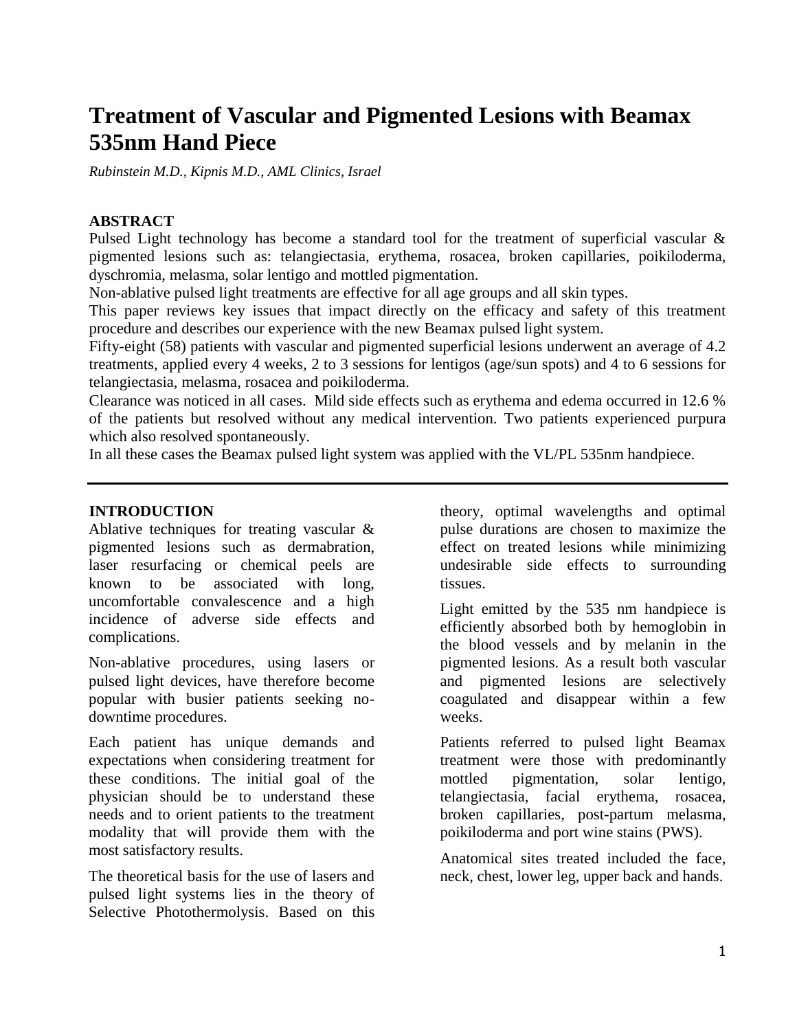# Treatment of Vascular and Pigmented Lesions with Beamax 535nm Hand Piece

*Rubinstein M.D., Kipnis M.D., AML Clinics, Israel*

## ABSTRACT

Pulsed Light technology has become a standard tool for the treatment of superficial vascular & pigmented lesions such as: telangiectasia, erythema, rosacea, broken capillaries, poikiloderma, dyschromia, melasma, solar lentigo and mottled pigmentation.

Non-ablative pulsed light treatments are effective for all age groups and all skin types.

This paper reviews key issues that impact directly on the efficacy and safety of this treatment procedure and describes our experience with the new Beamax pulsed light system.

Fifty-eight (58) patients with vascular and pigmented superficial lesions underwent an average of 4.2 treatments, applied every 4 weeks, 2 to 3 sessions for lentigos (age/sun spots) and 4 to 6 sessions for telangiectasia, melasma, rosacea and poikiloderma.

Clearance was noticed in all cases. Mild side effects such as erythema and edema occurred in 12.6 % of the patients but resolved without any medical intervention. Two patients experienced purpura which also resolved spontaneously.

In all these cases the Beamax pulsed light system was applied with the VL/PL 535nm handpiece.

## INTRODUCTION

Ablative techniques for treating vascular & pigmented lesions such as dermabration, laser resurfacing or chemical peels are known to be associated with long, uncomfortable convalescence and a high incidence of adverse side effects and complications.

Non-ablative procedures, using lasers or pulsed light devices, have therefore become popular with busier patients seeking no-downtime procedures.

Each patient has unique demands and expectations when considering treatment for these conditions. The initial goal of the physician should be to understand these needs and to orient patients to the treatment modality that will provide them with the most satisfactory results.

The theoretical basis for the use of lasers and pulsed light systems lies in the theory of Selective Photothermolysis. Based on this theory, optimal wavelengths and optimal pulse durations are chosen to maximize the effect on treated lesions while minimizing undesirable side effects to surrounding tissues.

Light emitted by the 535 nm handpiece is efficiently absorbed both by hemoglobin in the blood vessels and by melanin in the pigmented lesions. As a result both vascular and pigmented lesions are selectively coagulated and disappear within a few weeks.

Patients referred to pulsed light Beamax treatment were those with predominantly mottled pigmentation, solar lentigo, telangiectasia, facial erythema, rosacea, broken capillaries, post-partum melasma, poikiloderma and port wine stains (PWS).

Anatomical sites treated included the face, neck, chest, lower leg, upper back and hands.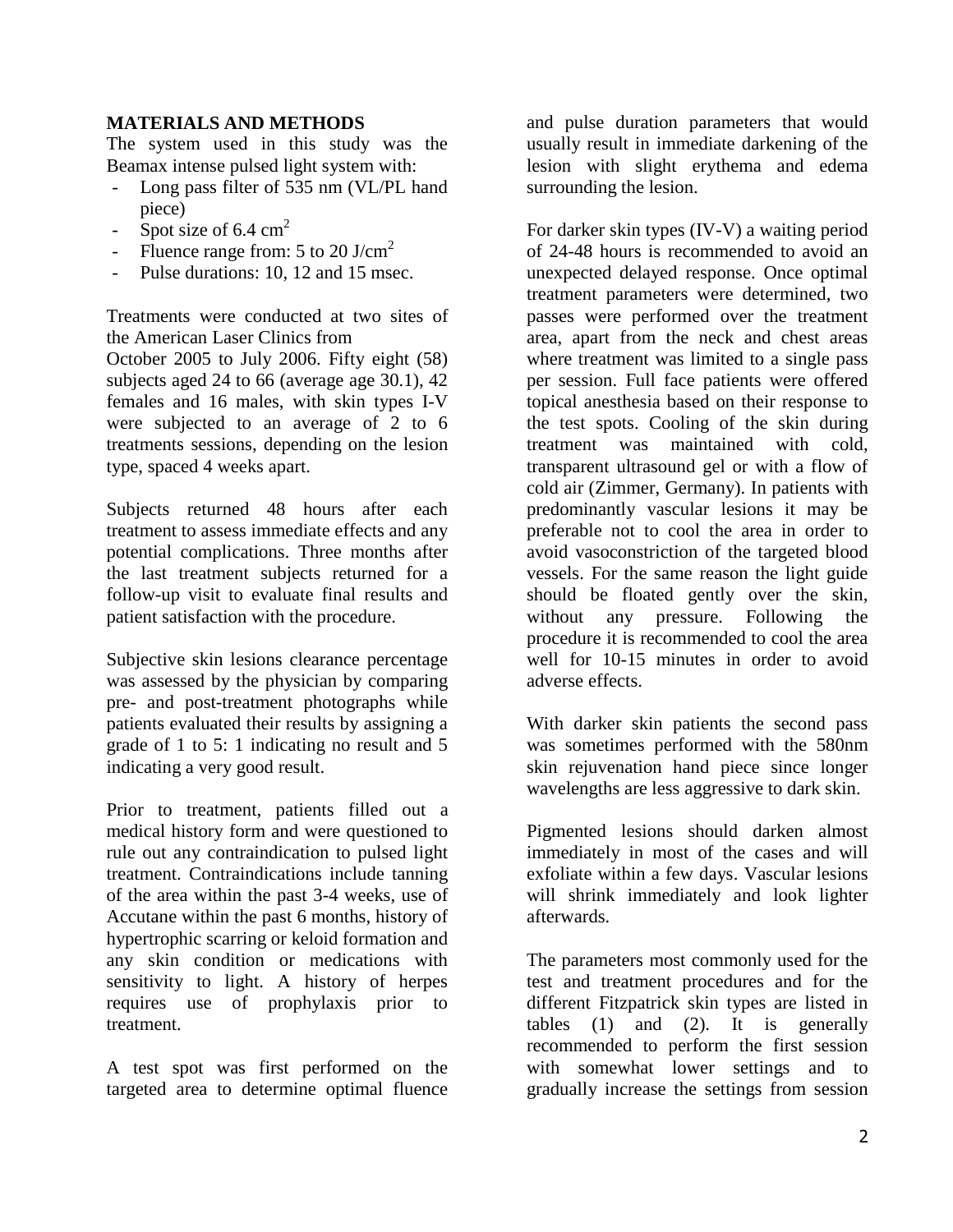## MATERIALS AND METHODS

The system used in this study was the Beamax intense pulsed light system with:

- Long pass filter of 535 nm (VL/PL hand piece)
- Spot size of 6.4 $cm^2$
- Fluence range from: 5 to 20 $J/cm^2$
- Pulse durations: 10, 12 and 15 msec.

Treatments were conducted at two sites of the American Laser Clinics from October 2005 to July 2006. Fifty eight (58) subjects aged 24 to 66 (average age 30.1), 42 females and 16 males, with skin types I-V were subjected to an average of 2 to 6 treatments sessions, depending on the lesion type, spaced 4 weeks apart.

Subjects returned 48 hours after each treatment to assess immediate effects and any potential complications. Three months after the last treatment subjects returned for a follow-up visit to evaluate final results and patient satisfaction with the procedure.

Subjective skin lesions clearance percentage was assessed by the physician by comparing pre- and post-treatment photographs while patients evaluated their results by assigning a grade of 1 to 5: 1 indicating no result and 5 indicating a very good result.

Prior to treatment, patients filled out a medical history form and were questioned to rule out any contraindication to pulsed light treatment. Contraindications include tanning of the area within the past 3-4 weeks, use of Accutane within the past 6 months, history of hypertrophic scarring or keloid formation and any skin condition or medications with sensitivity to light. A history of herpes requires use of prophylaxis prior to treatment.

A test spot was first performed on the targeted area to determine optimal fluence and pulse duration parameters that would usually result in immediate darkening of the lesion with slight erythema and edema surrounding the lesion.

For darker skin types (IV-V) a waiting period of 24-48 hours is recommended to avoid an unexpected delayed response. Once optimal treatment parameters were determined, two passes were performed over the treatment area, apart from the neck and chest areas where treatment was limited to a single pass per session. Full face patients were offered topical anesthesia based on their response to the test spots. Cooling of the skin during treatment was maintained with cold, transparent ultrasound gel or with a flow of cold air (Zimmer, Germany). In patients with predominantly vascular lesions it may be preferable not to cool the area in order to avoid vasoconstriction of the targeted blood vessels. For the same reason the light guide should be floated gently over the skin, without any pressure. Following the procedure it is recommended to cool the area well for 10-15 minutes in order to avoid adverse effects.

With darker skin patients the second pass was sometimes performed with the 580nm skin rejuvenation hand piece since longer wavelengths are less aggressive to dark skin.

Pigmented lesions should darken almost immediately in most of the cases and will exfoliate within a few days. Vascular lesions will shrink immediately and look lighter afterwards.

The parameters most commonly used for the test and treatment procedures and for the different Fitzpatrick skin types are listed in tables (1) and (2). It is generally recommended to perform the first session with somewhat lower settings and to gradually increase the settings from session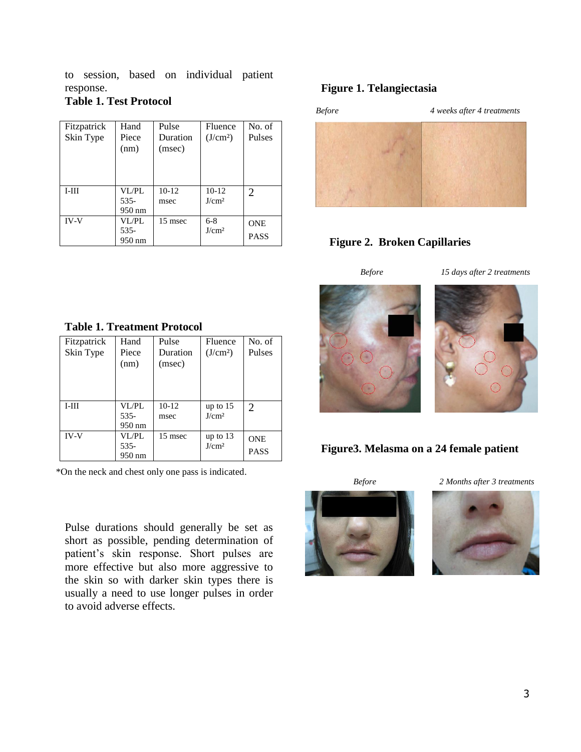to session, based on individual patient response.

**Table 1. Test Protocol**

| Fitzpatrick Skin Type | Hand Piece (nm) | Pulse Duration (msec) | Fluence (J/cm²) | No. of Pulses |
|---|---|---|---|---|
| I-III | VL/PL 535-950 nm | 10-12 msec | 10-12 J/cm² | 2 |
| IV-V | VL/PL 535-950 nm | 15 msec | 6-8 J/cm² | ONE PASS |

**Table 1. Treatment Protocol**

| Fitzpatrick Skin Type | Hand Piece (nm) | Pulse Duration (msec) | Fluence (J/cm²) | No. of Pulses |
|---|---|---|---|---|
| I-III | VL/PL 535-950 nm | 10-12 msec | up to 15 J/cm² | 2 |
| IV-V | VL/PL 535-950 nm | 15 msec | up to 13 J/cm² | ONE PASS |

*On the neck and chest only one pass is indicated.

Pulse durations should generally be set as short as possible, pending determination of patient's skin response. Short pulses are more effective but also more aggressive to the skin so with darker skin types there is usually a need to use longer pulses in order to avoid adverse effects.

**Figure 1. Telangiectasia**

*Before* — *4 weeks after 4 treatments*

**Figure 2. Broken Capillaries**

*Before* — *15 days after 2 treatments*

**Figure3. Melasma on a 24 female patient**

*Before* — *2 Months after 3 treatments*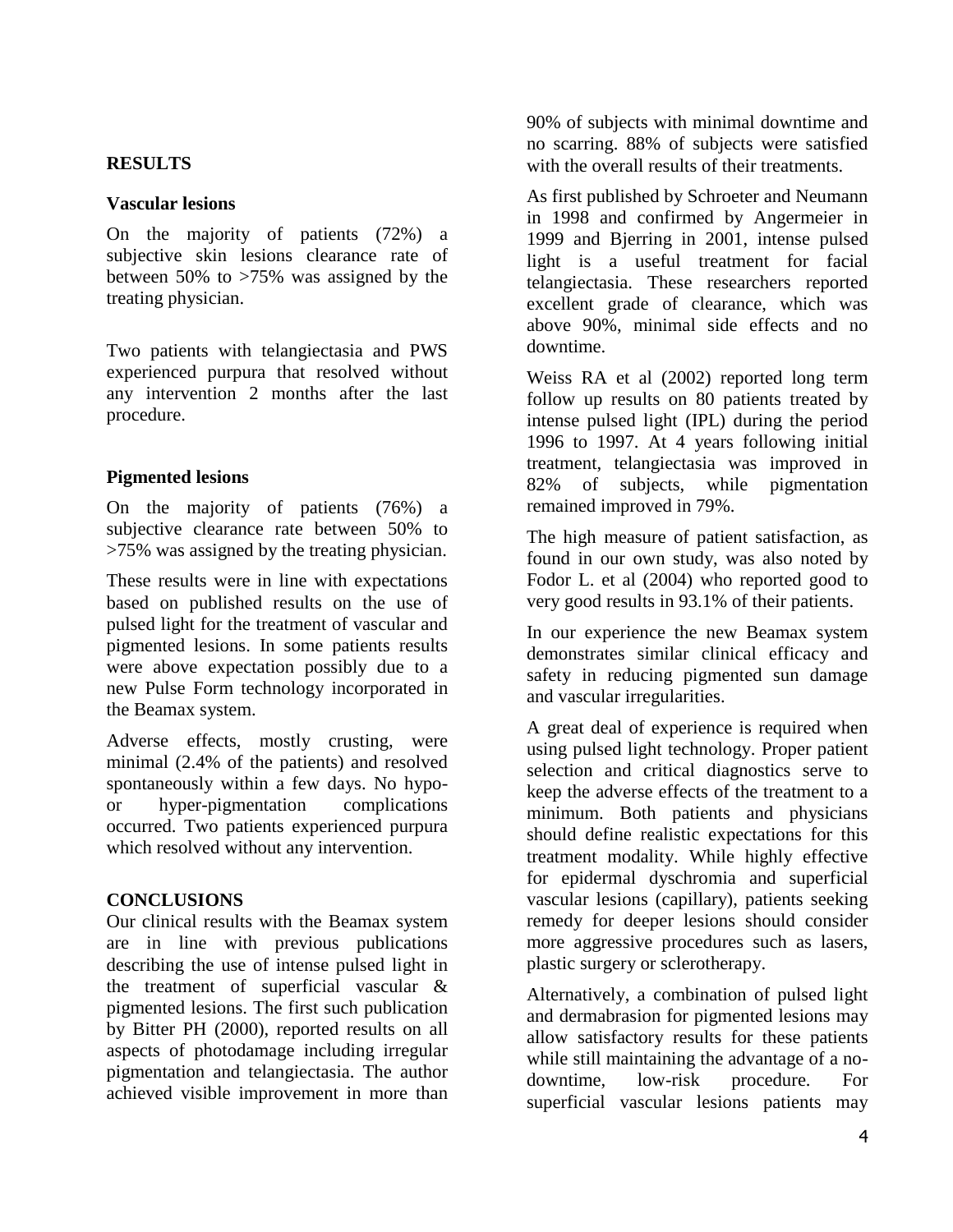## RESULTS

### Vascular lesions

On the majority of patients (72%) a subjective skin lesions clearance rate of between 50% to >75% was assigned by the treating physician.

Two patients with telangiectasia and PWS experienced purpura that resolved without any intervention 2 months after the last procedure.

### Pigmented lesions

On the majority of patients (76%) a subjective clearance rate between 50% to >75% was assigned by the treating physician.

These results were in line with expectations based on published results on the use of pulsed light for the treatment of vascular and pigmented lesions. In some patients results were above expectation possibly due to a new Pulse Form technology incorporated in the Beamax system.

Adverse effects, mostly crusting, were minimal (2.4% of the patients) and resolved spontaneously within a few days. No hypo- or hyper-pigmentation complications occurred. Two patients experienced purpura which resolved without any intervention.

## CONCLUSIONS

Our clinical results with the Beamax system are in line with previous publications describing the use of intense pulsed light in the treatment of superficial vascular & pigmented lesions. The first such publication by Bitter PH (2000), reported results on all aspects of photodamage including irregular pigmentation and telangiectasia. The author achieved visible improvement in more than 90% of subjects with minimal downtime and no scarring. 88% of subjects were satisfied with the overall results of their treatments.

As first published by Schroeter and Neumann in 1998 and confirmed by Angermeier in 1999 and Bjerring in 2001, intense pulsed light is a useful treatment for facial telangiectasia. These researchers reported excellent grade of clearance, which was above 90%, minimal side effects and no downtime.

Weiss RA et al (2002) reported long term follow up results on 80 patients treated by intense pulsed light (IPL) during the period 1996 to 1997. At 4 years following initial treatment, telangiectasia was improved in 82% of subjects, while pigmentation remained improved in 79%.

The high measure of patient satisfaction, as found in our own study, was also noted by Fodor L. et al (2004) who reported good to very good results in 93.1% of their patients.

In our experience the new Beamax system demonstrates similar clinical efficacy and safety in reducing pigmented sun damage and vascular irregularities.

A great deal of experience is required when using pulsed light technology. Proper patient selection and critical diagnostics serve to keep the adverse effects of the treatment to a minimum. Both patients and physicians should define realistic expectations for this treatment modality. While highly effective for epidermal dyschromia and superficial vascular lesions (capillary), patients seeking remedy for deeper lesions should consider more aggressive procedures such as lasers, plastic surgery or sclerotherapy.

Alternatively, a combination of pulsed light and dermabrasion for pigmented lesions may allow satisfactory results for these patients while still maintaining the advantage of a no-downtime, low-risk procedure. For superficial vascular lesions patients may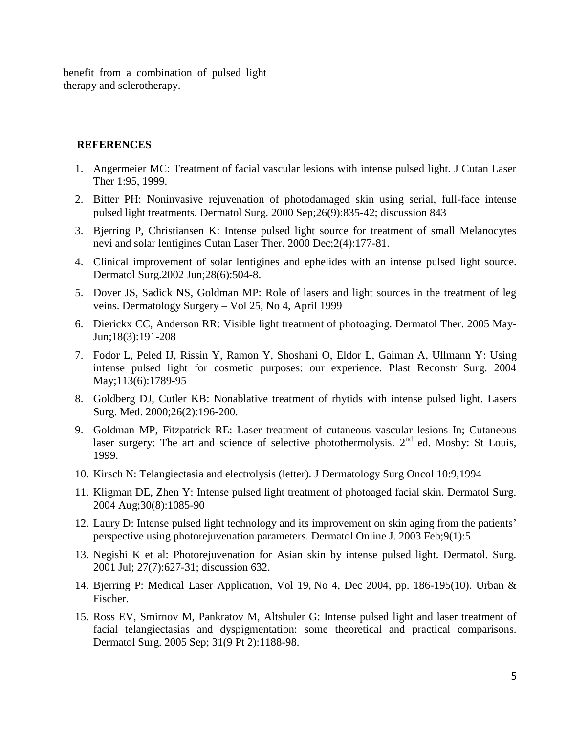benefit from a combination of pulsed light therapy and sclerotherapy.

## REFERENCES

1. Angermeier MC: Treatment of facial vascular lesions with intense pulsed light. J Cutan Laser Ther 1:95, 1999.
2. Bitter PH: Noninvasive rejuvenation of photodamaged skin using serial, full-face intense pulsed light treatments. Dermatol Surg. 2000 Sep;26(9):835-42; discussion 843
3. Bjerring P, Christiansen K: Intense pulsed light source for treatment of small Melanocytes nevi and solar lentigines Cutan Laser Ther. 2000 Dec;2(4):177-81.
4. Clinical improvement of solar lentigines and ephelides with an intense pulsed light source. Dermatol Surg.2002 Jun;28(6):504-8.
5. Dover JS, Sadick NS, Goldman MP: Role of lasers and light sources in the treatment of leg veins. Dermatology Surgery – Vol 25, No 4, April 1999
6. Dierickx CC, Anderson RR: Visible light treatment of photoaging. Dermatol Ther. 2005 May-Jun;18(3):191-208
7. Fodor L, Peled IJ, Rissin Y, Ramon Y, Shoshani O, Eldor L, Gaiman A, Ullmann Y: Using intense pulsed light for cosmetic purposes: our experience. Plast Reconstr Surg. 2004 May;113(6):1789-95
8. Goldberg DJ, Cutler KB: Nonablative treatment of rhytids with intense pulsed light. Lasers Surg. Med. 2000;26(2):196-200.
9. Goldman MP, Fitzpatrick RE: Laser treatment of cutaneous vascular lesions In; Cutaneous laser surgery: The art and science of selective photothermolysis. 2nd ed. Mosby: St Louis, 1999.
10. Kirsch N: Telangiectasia and electrolysis (letter). J Dermatology Surg Oncol 10:9,1994
11. Kligman DE, Zhen Y: Intense pulsed light treatment of photoaged facial skin. Dermatol Surg. 2004 Aug;30(8):1085-90
12. Laury D: Intense pulsed light technology and its improvement on skin aging from the patients' perspective using photorejuvenation parameters. Dermatol Online J. 2003 Feb;9(1):5
13. Negishi K et al: Photorejuvenation for Asian skin by intense pulsed light. Dermatol. Surg. 2001 Jul; 27(7):627-31; discussion 632.
14. Bjerring P: Medical Laser Application, Vol 19, No 4, Dec 2004, pp. 186-195(10). Urban & Fischer.
15. Ross EV, Smirnov M, Pankratov M, Altshuler G: Intense pulsed light and laser treatment of facial telangiectasias and dyspigmentation: some theoretical and practical comparisons. Dermatol Surg. 2005 Sep; 31(9 Pt 2):1188-98.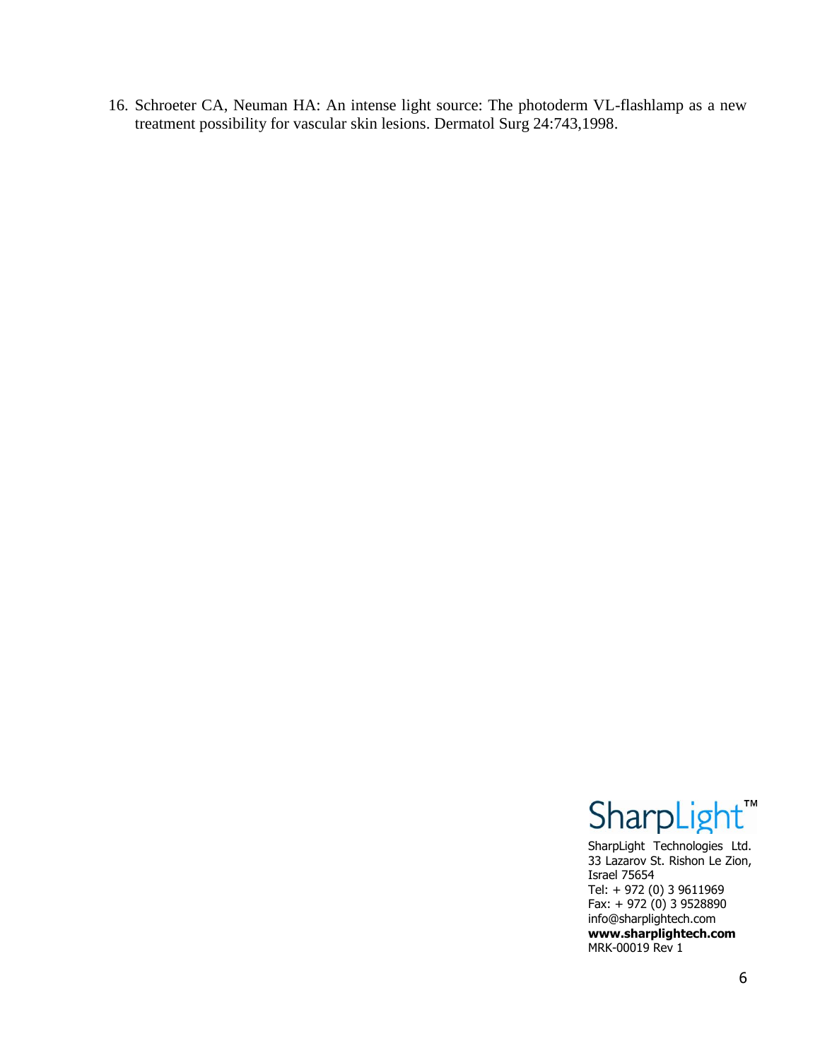16. Schroeter CA, Neuman HA: An intense light source: The photoderm VL-flashlamp as a new treatment possibility for vascular skin lesions. Dermatol Surg 24:743,1998.

SharpLight™

SharpLight Technologies Ltd.
33 Lazarov St. Rishon Le Zion,
Israel 75654
Tel: + 972 (0) 3 9611969
Fax: + 972 (0) 3 9528890
info@sharplightech.com
**www.sharplightech.com**
MRK-00019 Rev 1